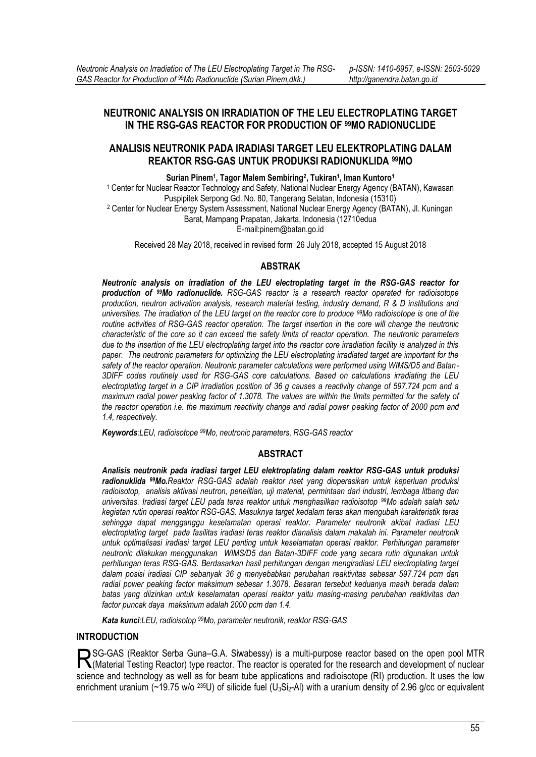# NEUTRONIC ANALYSIS ON IRRADIATION OF THE LEU ELECTROPLATING TARGET IN THE RSG-GAS REACTOR FOR PRODUCTION OF $^{99}$MO RADIONUCLIDE

# ANALISIS NEUTRONIK PADA IRADIASI TARGET LEU ELEKTROPLATING DALAM REAKTOR RSG-GAS UNTUK PRODUKSI RADIONUKLIDA $^{99}$MO

**Surian Pinem[1], Tagor Malem Sembiring[2], Tukiran[1], Iman Kuntoro[1]**

[1] Center for Nuclear Reactor Technology and Safety, National Nuclear Energy Agency (BATAN), Kawasan Puspipitek Serpong Gd. No. 80, Tangerang Selatan, Indonesia (15310)

[2] Center for Nuclear Energy System Assessment, National Nuclear Energy Agency (BATAN), Jl. Kuningan Barat, Mampang Prapatan, Jakarta, Indonesia (12710edua

E-mail:pinem@batan.go.id

Received 28 May 2018, received in revised form 26 July 2018, accepted 15 August 2018

## ABSTRAK

***Neutronic analysis on irradiation of the LEU electroplating target in the RSG-GAS reactor for production of $^{99}$Mo radionuclide.*** *RSG-GAS reactor is a research reactor operated for radioisotope production, neutron activation analysis, research material testing, industry demand, R & D institutions and universities. The irradiation of the LEU target on the reactor core to produce $^{99}$Mo radioisotope is one of the routine activities of RSG-GAS reactor operation. The target insertion in the core will change the neutronic characteristic of the core so it can exceed the safety limits of reactor operation. The neutronic parameters due to the insertion of the LEU electroplating target into the reactor core irradiation facility is analyzed in this paper. The neutronic parameters for optimizing the LEU electroplating irradiated target are important for the safety of the reactor operation. Neutronic parameter calculations were performed using WIMS/D5 and Batan-3DIFF codes routinely used for RSG-GAS core calculations. Based on calculations irradiating the LEU electroplating target in a CIP irradiation position of 36 g causes a reactivity change of 597.724 pcm and a maximum radial power peaking factor of 1.3078. The values are within the limits permitted for the safety of the reactor operation i.e. the maximum reactivity change and radial power peaking factor of 2000 pcm and 1.4, respectively.*

***Keywords****:LEU, radioisotope $^{99}$Mo, neutronic parameters, RSG-GAS reactor*

## ABSTRACT

***Analisis neutronik pada iradiasi target LEU elektroplating dalam reaktor RSG-GAS untuk produksi radionuklida $^{99}$Mo.*** *Reaktor RSG-GAS adalah reaktor riset yang dioperasikan untuk keperluan produksi radioisotop, analisis aktivasi neutron, penelitian, uji material, permintaan dari industri, lembaga litbang dan universitas. Iradiasi target LEU pada teras reaktor untuk menghasilkan radioisotop $^{99}$Mo adalah salah satu kegiatan rutin operasi reaktor RSG-GAS. Masuknya target kedalam teras akan mengubah karakteristik teras sehingga dapat mengganggu keselamatan operasi reaktor. Parameter neutronik akibat iradiasi LEU electroplating target pada fasilitas iradiasi teras reaktor dianalisis dalam makalah ini. Parameter neutronik untuk optimalisasi iradiasi target LEU penting untuk keselamatan operasi reaktor. Perhitungan parameter neutronic dilakukan menggunakan WIMS/D5 dan Batan-3DIFF code yang secara rutin digunakan untuk perhitungan teras RSG-GAS. Berdasarkan hasil perhitungan dengan mengiradiasi LEU electroplating target dalam posisi iradiasi CIP sebanyak 36 g menyebabkan perubahan reaktivitas sebesar 597.724 pcm dan radial power peaking factor maksimum sebesar 1.3078. Besaran tersebut keduanya masih berada dalam batas yang diizinkan untuk keselamatan operasi reaktor yaitu masing-masing perubahan reaktivitas dan factor puncak daya maksimum adalah 2000 pcm dan 1.4.*

***Kata kunci****:LEU, radioisotop $^{99}$Mo, parameter neutronik, reaktor RSG-GAS*

## INTRODUCTION

RSG-GAS (Reaktor Serba Guna–G.A. Siwabessy) is a multi-purpose reactor based on the open pool MTR (Material Testing Reactor) type reactor. The reactor is operated for the research and development of nuclear science and technology as well as for beam tube applications and radioisotope (RI) production. It uses the low enrichment uranium (~19.75 w/o $^{235}$U) of silicide fuel ($U_3Si_2$-Al) with a uranium density of 2.96 g/cc or equivalent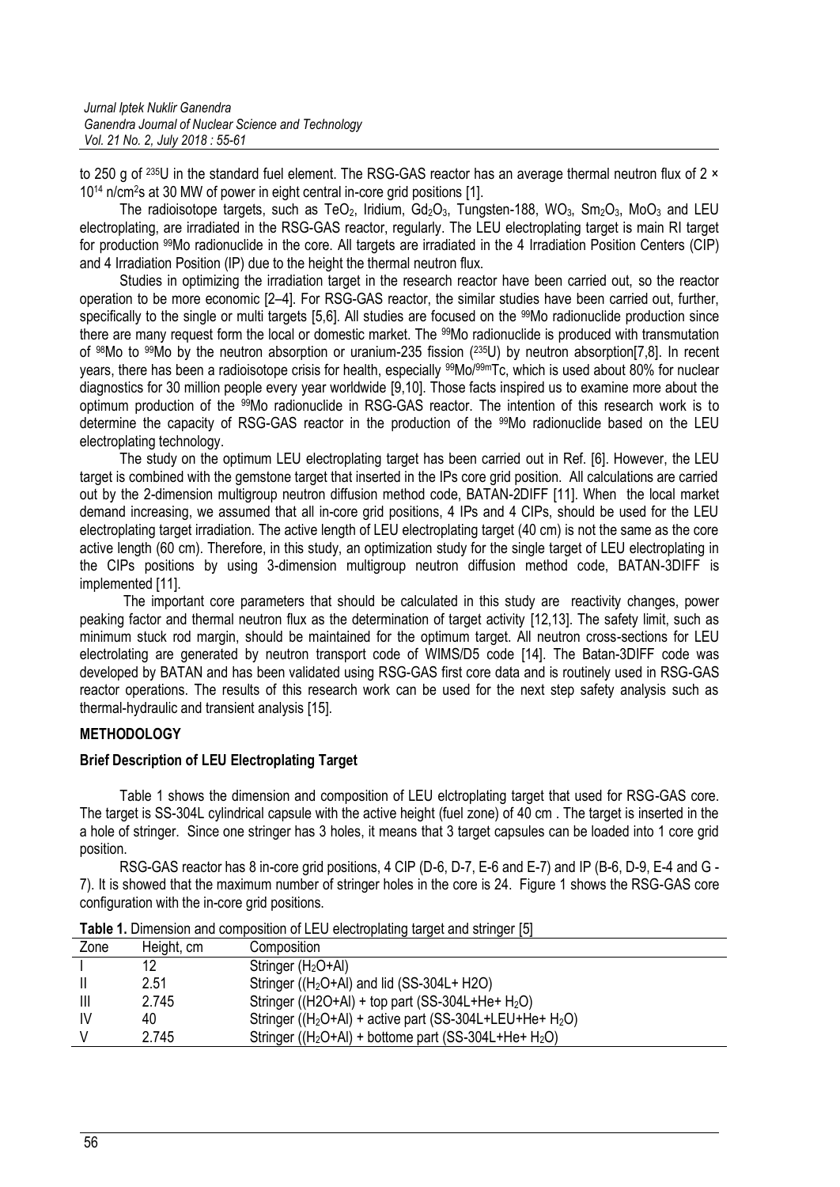to 250 g of $^{235}U$ in the standard fuel element. The RSG-GAS reactor has an average thermal neutron flux of 2 × $10^{14}$ n/cm$^2$s at 30 MW of power in eight central in-core grid positions [1].

The radioisotope targets, such as $TeO_2$, Iridium, $Gd_2O_3$, Tungsten-188, $WO_3$, $Sm_2O_3$, $MoO_3$ and LEU electroplating, are irradiated in the RSG-GAS reactor, regularly. The LEU electroplating target is main RI target for production $^{99}Mo$ radionuclide in the core. All targets are irradiated in the 4 Irradiation Position Centers (CIP) and 4 Irradiation Position (IP) due to the height the thermal neutron flux.

Studies in optimizing the irradiation target in the research reactor have been carried out, so the reactor operation to be more economic [2–4]. For RSG-GAS reactor, the similar studies have been carried out, further, specifically to the single or multi targets [5,6]. All studies are focused on the $^{99}Mo$ radionuclide production since there are many request form the local or domestic market. The $^{99}Mo$ radionuclide is produced with transmutation of $^{98}Mo$ to $^{99}Mo$ by the neutron absorption or uranium-235 fission ($^{235}U$) by neutron absorption[7,8]. In recent years, there has been a radioisotope crisis for health, especially $^{99}Mo/^{99m}Tc$, which is used about 80% for nuclear diagnostics for 30 million people every year worldwide [9,10]. Those facts inspired us to examine more about the optimum production of the $^{99}Mo$ radionuclide in RSG-GAS reactor. The intention of this research work is to determine the capacity of RSG-GAS reactor in the production of the $^{99}Mo$ radionuclide based on the LEU electroplating technology.

The study on the optimum LEU electroplating target has been carried out in Ref. [6]. However, the LEU target is combined with the gemstone target that inserted in the IPs core grid position. All calculations are carried out by the 2-dimension multigroup neutron diffusion method code, BATAN-2DIFF [11]. When the local market demand increasing, we assumed that all in-core grid positions, 4 IPs and 4 CIPs, should be used for the LEU electroplating target irradiation. The active length of LEU electroplating target (40 cm) is not the same as the core active length (60 cm). Therefore, in this study, an optimization study for the single target of LEU electroplating in the CIPs positions by using 3-dimension multigroup neutron diffusion method code, BATAN-3DIFF is implemented [11].

The important core parameters that should be calculated in this study are reactivity changes, power peaking factor and thermal neutron flux as the determination of target activity [12,13]. The safety limit, such as minimum stuck rod margin, should be maintained for the optimum target. All neutron cross-sections for LEU electrolating are generated by neutron transport code of WIMS/D5 code [14]. The Batan-3DIFF code was developed by BATAN and has been validated using RSG-GAS first core data and is routinely used in RSG-GAS reactor operations. The results of this research work can be used for the next step safety analysis such as thermal-hydraulic and transient analysis [15].

## METHODOLOGY

### Brief Description of LEU Electroplating Target

Table 1 shows the dimension and composition of LEU elctroplating target that used for RSG-GAS core. The target is SS-304L cylindrical capsule with the active height (fuel zone) of 40 cm . The target is inserted in the a hole of stringer. Since one stringer has 3 holes, it means that 3 target capsules can be loaded into 1 core grid position.

RSG-GAS reactor has 8 in-core grid positions, 4 CIP (D-6, D-7, E-6 and E-7) and IP (B-6, D-9, E-4 and G - 7). It is showed that the maximum number of stringer holes in the core is 24. Figure 1 shows the RSG-GAS core configuration with the in-core grid positions.

**Table 1.** Dimension and composition of LEU electroplating target and stringer [5]

| Zone | Height, cm | Composition |
|---|---|---|
| I | 12 | Stringer ($H_2O$+Al) |
| II | 2.51 | Stringer (($H_2O$+Al) and lid (SS-304L+ H2O) |
| III | 2.745 | Stringer (($H_2O$+Al) + top part (SS-304L+He+ $H_2O$) |
| IV | 40 | Stringer (($H_2O$+Al) + active part (SS-304L+LEU+He+ $H_2O$) |
| V | 2.745 | Stringer (($H_2O$+Al) + bottome part (SS-304L+He+ $H_2O$) |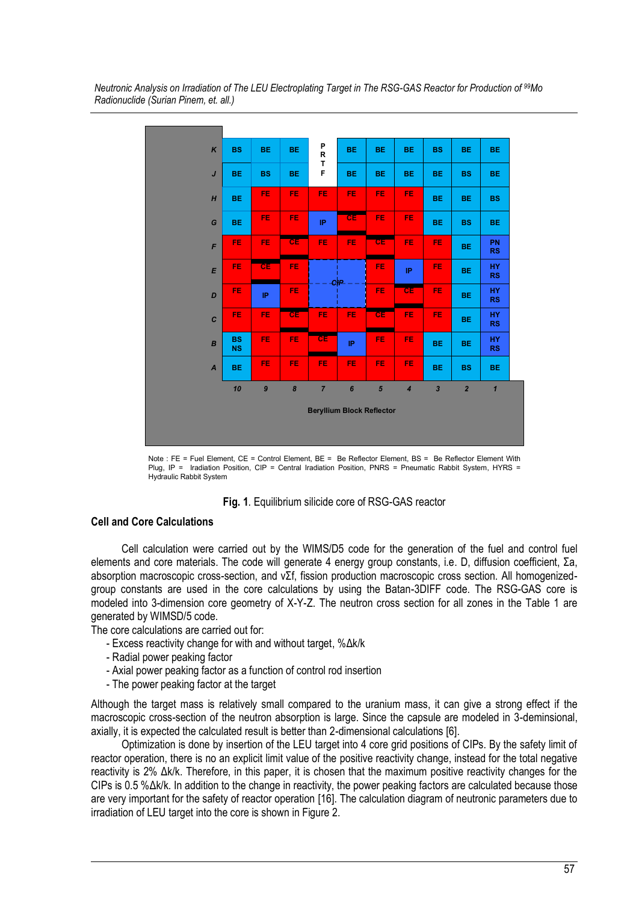| | 10 | 9 | 8 | 7 | 6 | 5 | 4 | 3 | 2 | 1 |
|---|---|---|---|---|---|---|---|---|---|---|
| K | BS | BE | BE | PRTF | BE | BE | BE | BS | BE | BE |
| J | BE | BS | BE | PRTF | BE | BE | BE | BE | BS | BE |
| H | BE | FE | FE | FE | FE | FE | FE | BE | BE | BS |
| G | BE | FE | FE | IP | CE | FE | FE | BE | BS | BE |
| F | FE | FE | CE | FE | FE | CE | FE | FE | BE | PN RS |
| E | FE | CE | FE | CIP | CIP | FE | IP | FE | BE | HY RS |
| D | FE | IP | FE | CIP | CIP | FE | CE | FE | BE | HY RS |
| C | FE | FE | CE | FE | FE | CE | FE | FE | BE | HY RS |
| B | BS NS | FE | FE | CE | IP | FE | FE | BE | BE | HY RS |
| A | BE | FE | FE | FE | FE | FE | FE | BE | BS | BE |

Beryllium Block Reflector

Note : FE = Fuel Element, CE = Control Element, BE = Be Reflector Element, BS = Be Reflector Element With Plug, IP = Irradiation Position, CIP = Central Iradiation Position, PNRS = Pneumatic Rabbit System, HYRS = Hydraulic Rabbit System

**Fig. 1**. Equilibrium silicide core of RSG-GAS reactor

### Cell and Core Calculations

Cell calculation were carried out by the WIMS/D5 code for the generation of the fuel and control fuel elements and core materials. The code will generate 4 energy group constants, i.e. D, diffusion coefficient, $\Sigma a$, absorption macroscopic cross-section, and $\nu\Sigma f$, fission production macroscopic cross section. All homogenized-group constants are used in the core calculations by using the Batan-3DIFF code. The RSG-GAS core is modeled into 3-dimension core geometry of X-Y-Z. The neutron cross section for all zones in the Table 1 are generated by WIMSD/5 code.

The core calculations are carried out for:

- Excess reactivity change for with and without target, %Δk/k
- Radial power peaking factor
- Axial power peaking factor as a function of control rod insertion
- The power peaking factor at the target

Although the target mass is relatively small compared to the uranium mass, it can give a strong effect if the macroscopic cross-section of the neutron absorption is large. Since the capsule are modeled in 3-deminsional, axially, it is expected the calculated result is better than 2-dimensional calculations [6].

Optimization is done by insertion of the LEU target into 4 core grid positions of CIPs. By the safety limit of reactor operation, there is no an explicit limit value of the positive reactivity change, instead for the total negative reactivity is 2% Δk/k. Therefore, in this paper, it is chosen that the maximum positive reactivity changes for the CIPs is 0.5 %Δk/k. In addition to the change in reactivity, the power peaking factors are calculated because those are very important for the safety of reactor operation [16]. The calculation diagram of neutronic parameters due to irradiation of LEU target into the core is shown in Figure 2.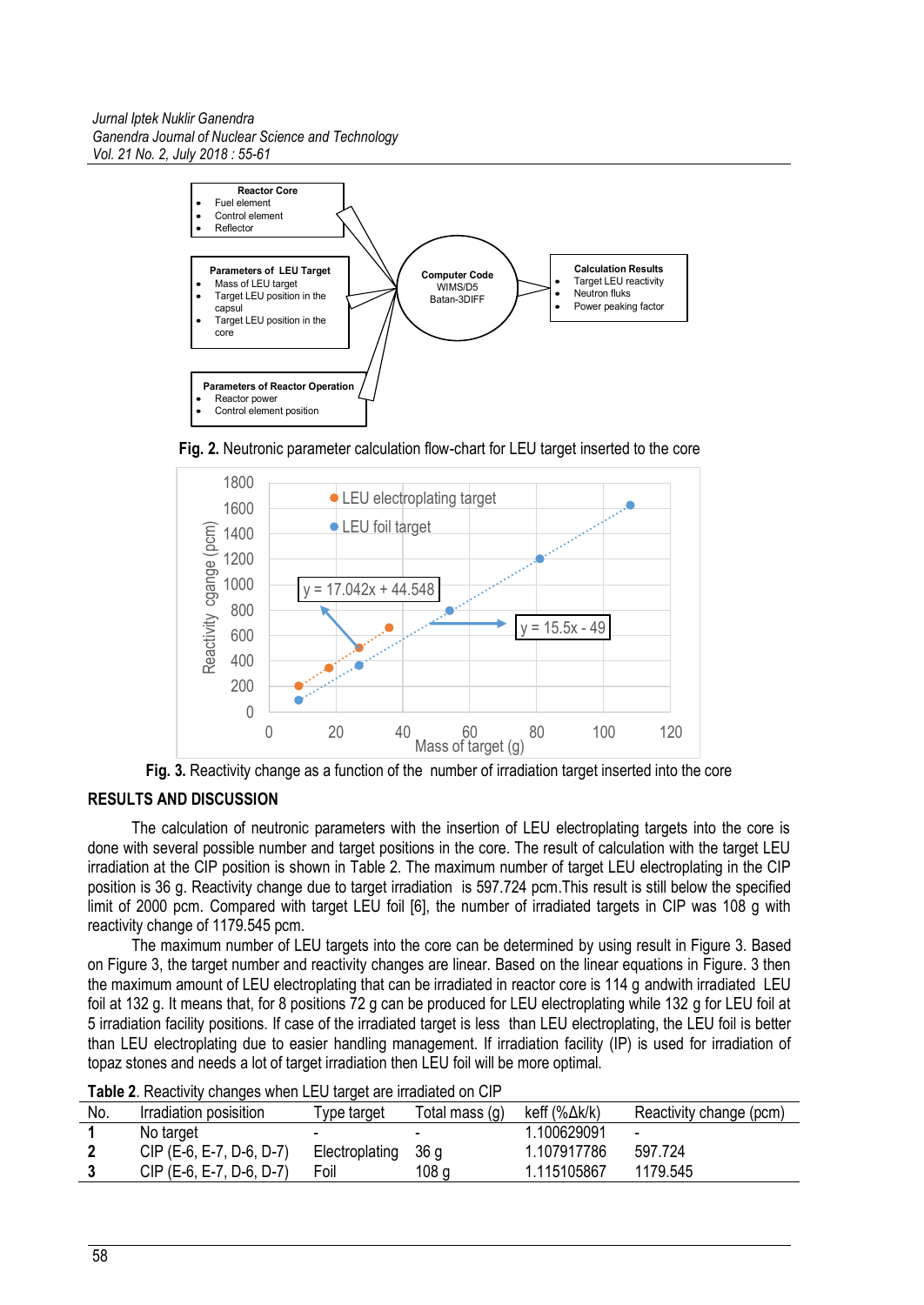**Fig. 2.** Neutronic parameter calculation flow-chart for LEU target inserted to the core

**Fig. 3.** Reactivity change as a function of the number of irradiation target inserted into the core

## RESULTS AND DISCUSSION

The calculation of neutronic parameters with the insertion of LEU electroplating targets into the core is done with several possible number and target positions in the core. The result of calculation with the target LEU irradiation at the CIP position is shown in Table 2. The maximum number of target LEU electroplating in the CIP position is 36 g. Reactivity change due to target irradiation is 597.724 pcm.This result is still below the specified limit of 2000 pcm. Compared with target LEU foil [6], the number of irradiated targets in CIP was 108 g with reactivity change of 1179.545 pcm.

The maximum number of LEU targets into the core can be determined by using result in Figure 3. Based on Figure 3, the target number and reactivity changes are linear. Based on the linear equations in Figure. 3 then the maximum amount of LEU electroplating that can be irradiated in reactor core is 114 g andwith irradiated LEU foil at 132 g. It means that, for 8 positions 72 g can be produced for LEU electroplating while 132 g for LEU foil at 5 irradiation facility positions. If case of the irradiated target is less than LEU electroplating, the LEU foil is better than LEU electroplating due to easier handling management. If irradiation facility (IP) is used for irradiation of topaz stones and needs a lot of target irradiation then LEU foil will be more optimal.

**Table 2**. Reactivity changes when LEU target are irradiated on CIP

| No. | Irradiation posisition | Type target | Total mass (g) | keff (%Δk/k) | Reactivity change (pcm) |
|---|---|---|---|---|---|
| **1** | No target | - | - | 1.100629091 | - |
| **2** | CIP (E-6, E-7, D-6, D-7) | Electroplating | 36 g | 1.107917786 | 597.724 |
| **3** | CIP (E-6, E-7, D-6, D-7) | Foil | 108 g | 1.115105867 | 1179.545 |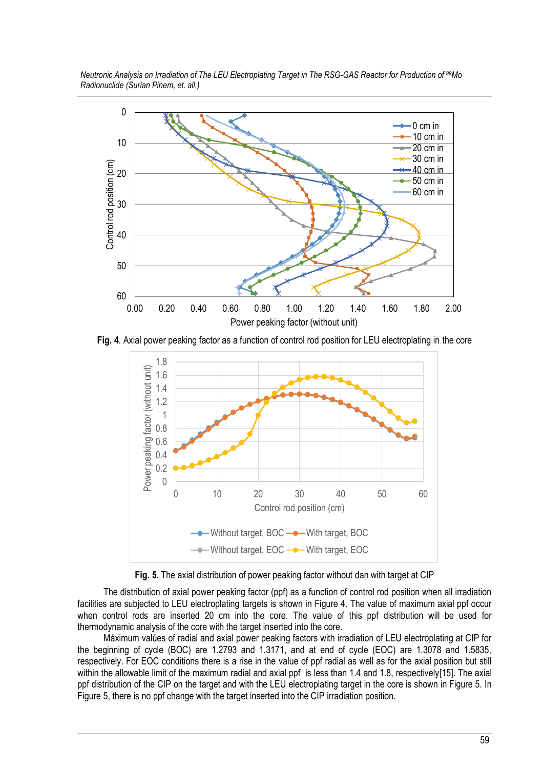**Fig. 4**. Axial power peaking factor as a function of control rod position for LEU electroplating in the core

**Fig. 5**. The axial distribution of power peaking factor without dan with target at CIP

The distribution of axial power peaking factor (ppf) as a function of control rod position when all irradiation facilities are subjected to LEU electroplating targets is shown in Figure 4. The value of maximum axial ppf occur when control rods are inserted 20 cm into the core. The value of this ppf distribution will be used for thermodynamic analysis of the core with the target inserted into the core.

Máximum valúes of radial and axial power peaking factors with irradiation of LEU electroplating at CIP for the beginning of cycle (BOC) are 1.2793 and 1.3171, and at end of cycle (EOC) are 1.3078 and 1.5835, respectively. For EOC conditions there is a rise in the value of ppf radial as well as for the axial position but still within the allowable limit of the maximum radial and axial ppf is less than 1.4 and 1.8, respectively[15]. The axial ppf distribution of the CIP on the target and with the LEU electroplating target in the core is shown in Figure 5. In Figure 5, there is no ppf change with the target inserted into the CIP irradiation position.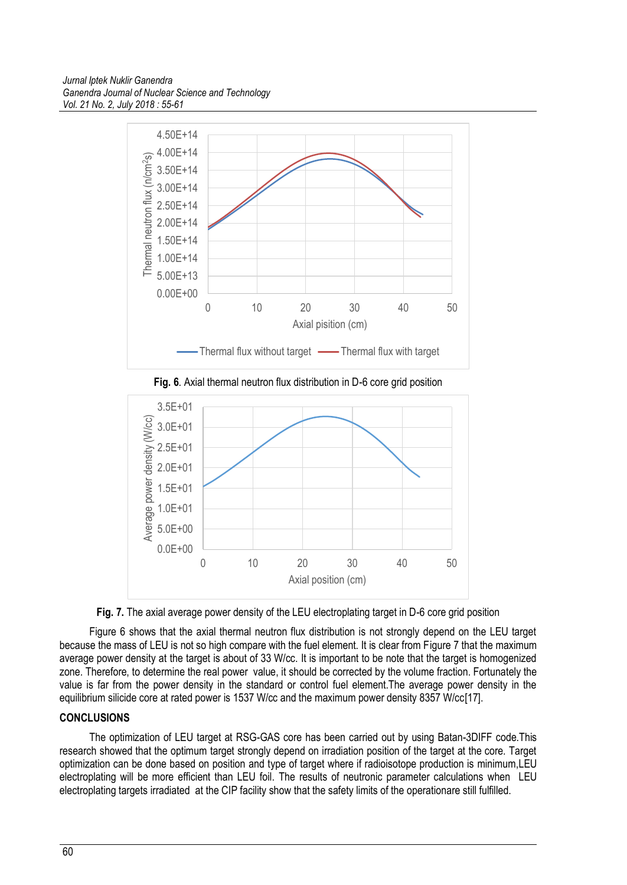**Fig. 6**. Axial thermal neutron flux distribution in D-6 core grid position

**Fig. 7.** The axial average power density of the LEU electroplating target in D-6 core grid position

Figure 6 shows that the axial thermal neutron flux distribution is not strongly depend on the LEU target because the mass of LEU is not so high compare with the fuel element. It is clear from Figure 7 that the maximum average power density at the target is about of 33 W/cc. It is important to be note that the target is homogenized zone. Therefore, to determine the real power value, it should be corrected by the volume fraction. Fortunately the value is far from the power density in the standard or control fuel element.The average power density in the equilibrium silicide core at rated power is 1537 W/cc and the maximum power density 8357 W/cc[17].

## CONCLUSIONS

The optimization of LEU target at RSG-GAS core has been carried out by using Batan-3DIFF code.This research showed that the optimum target strongly depend on irradiation position of the target at the core. Target optimization can be done based on position and type of target where if radioisotope production is minimum,LEU electroplating will be more efficient than LEU foil. The results of neutronic parameter calculations when LEU electroplating targets irradiated at the CIP facility show that the safety limits of the operationare still fulfilled.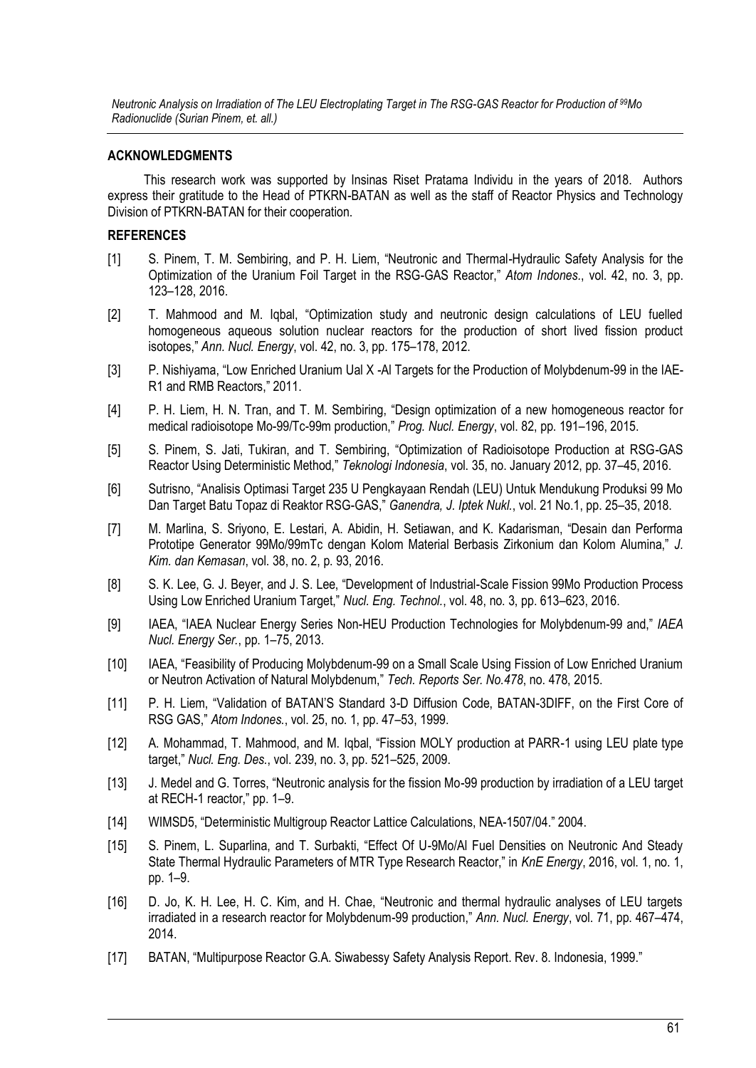## ACKNOWLEDGMENTS

This research work was supported by Insinas Riset Pratama Individu in the years of 2018. Authors express their gratitude to the Head of PTKRN-BATAN as well as the staff of Reactor Physics and Technology Division of PTKRN-BATAN for their cooperation.

## REFERENCES

[1] S. Pinem, T. M. Sembiring, and P. H. Liem, "Neutronic and Thermal-Hydraulic Safety Analysis for the Optimization of the Uranium Foil Target in the RSG-GAS Reactor," *Atom Indones.*, vol. 42, no. 3, pp. 123–128, 2016.

[2] T. Mahmood and M. Iqbal, "Optimization study and neutronic design calculations of LEU fuelled homogeneous aqueous solution nuclear reactors for the production of short lived fission product isotopes," *Ann. Nucl. Energy*, vol. 42, no. 3, pp. 175–178, 2012.

[3] P. Nishiyama, "Low Enriched Uranium Ual X -Al Targets for the Production of Molybdenum-99 in the IAE-R1 and RMB Reactors," 2011.

[4] P. H. Liem, H. N. Tran, and T. M. Sembiring, "Design optimization of a new homogeneous reactor for medical radioisotope Mo-99/Tc-99m production," *Prog. Nucl. Energy*, vol. 82, pp. 191–196, 2015.

[5] S. Pinem, S. Jati, Tukiran, and T. Sembiring, "Optimization of Radioisotope Production at RSG-GAS Reactor Using Deterministic Method," *Teknologi Indonesia*, vol. 35, no. January 2012, pp. 37–45, 2016.

[6] Sutrisno, "Analisis Optimasi Target 235 U Pengkayaan Rendah (LEU) Untuk Mendukung Produksi 99 Mo Dan Target Batu Topaz di Reaktor RSG-GAS," *Ganendra, J. Iptek Nukl.*, vol. 21 No.1, pp. 25–35, 2018.

[7] M. Marlina, S. Sriyono, E. Lestari, A. Abidin, H. Setiawan, and K. Kadarisman, "Desain dan Performa Prototipe Generator 99Mo/99mTc dengan Kolom Material Berbasis Zirkonium dan Kolom Alumina," *J. Kim. dan Kemasan*, vol. 38, no. 2, p. 93, 2016.

[8] S. K. Lee, G. J. Beyer, and J. S. Lee, "Development of Industrial-Scale Fission 99Mo Production Process Using Low Enriched Uranium Target," *Nucl. Eng. Technol.*, vol. 48, no. 3, pp. 613–623, 2016.

[9] IAEA, "IAEA Nuclear Energy Series Non-HEU Production Technologies for Molybdenum-99 and," *IAEA Nucl. Energy Ser.*, pp. 1–75, 2013.

[10] IAEA, "Feasibility of Producing Molybdenum-99 on a Small Scale Using Fission of Low Enriched Uranium or Neutron Activation of Natural Molybdenum," *Tech. Reports Ser. No.478*, no. 478, 2015.

[11] P. H. Liem, "Validation of BATAN'S Standard 3-D Diffusion Code, BATAN-3DIFF, on the First Core of RSG GAS," *Atom Indones.*, vol. 25, no. 1, pp. 47–53, 1999.

[12] A. Mohammad, T. Mahmood, and M. Iqbal, "Fission MOLY production at PARR-1 using LEU plate type target," *Nucl. Eng. Des.*, vol. 239, no. 3, pp. 521–525, 2009.

[13] J. Medel and G. Torres, "Neutronic analysis for the fission Mo-99 production by irradiation of a LEU target at RECH-1 reactor," pp. 1–9.

[14] WIMSD5, "Deterministic Multigroup Reactor Lattice Calculations, NEA-1507/04." 2004.

[15] S. Pinem, L. Suparlina, and T. Surbakti, "Effect Of U-9Mo/Al Fuel Densities on Neutronic And Steady State Thermal Hydraulic Parameters of MTR Type Research Reactor," in *KnE Energy*, 2016, vol. 1, no. 1, pp. 1–9.

[16] D. Jo, K. H. Lee, H. C. Kim, and H. Chae, "Neutronic and thermal hydraulic analyses of LEU targets irradiated in a research reactor for Molybdenum-99 production," *Ann. Nucl. Energy*, vol. 71, pp. 467–474, 2014.

[17] BATAN, "Multipurpose Reactor G.A. Siwabessy Safety Analysis Report. Rev. 8. Indonesia, 1999."